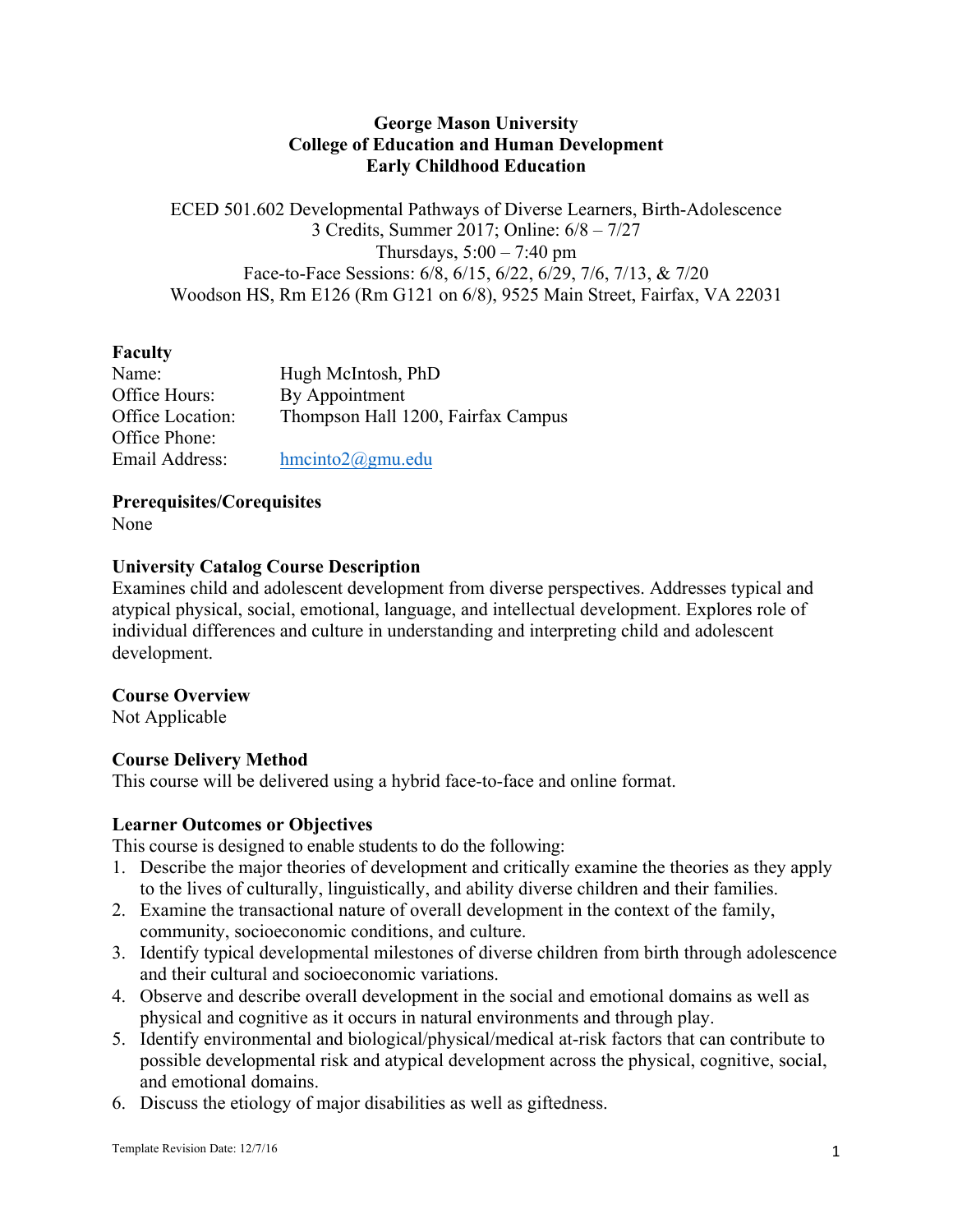**George Mason University**
**College of Education and Human Development**
**Early Childhood Education**

ECED 501.602 Developmental Pathways of Diverse Learners, Birth-Adolescence
3 Credits, Summer 2017; Online: 6/8 – 7/27
Thursdays, 5:00 – 7:40 pm
Face-to-Face Sessions: 6/8, 6/15, 6/22, 6/29, 7/6, 7/13, & 7/20
Woodson HS, Rm E126 (Rm G121 on 6/8), 9525 Main Street, Fairfax, VA 22031

## Faculty

Name: Hugh McIntosh, PhD
Office Hours: By Appointment
Office Location: Thompson Hall 1200, Fairfax Campus
Office Phone:
Email Address: hmcinto2@gmu.edu

## Prerequisites/Corequisites

None

## University Catalog Course Description

Examines child and adolescent development from diverse perspectives. Addresses typical and atypical physical, social, emotional, language, and intellectual development. Explores role of individual differences and culture in understanding and interpreting child and adolescent development.

## Course Overview

Not Applicable

## Course Delivery Method

This course will be delivered using a hybrid face-to-face and online format.

## Learner Outcomes or Objectives

This course is designed to enable students to do the following:

1. Describe the major theories of development and critically examine the theories as they apply to the lives of culturally, linguistically, and ability diverse children and their families.
2. Examine the transactional nature of overall development in the context of the family, community, socioeconomic conditions, and culture.
3. Identify typical developmental milestones of diverse children from birth through adolescence and their cultural and socioeconomic variations.
4. Observe and describe overall development in the social and emotional domains as well as physical and cognitive as it occurs in natural environments and through play.
5. Identify environmental and biological/physical/medical at-risk factors that can contribute to possible developmental risk and atypical development across the physical, cognitive, social, and emotional domains.
6. Discuss the etiology of major disabilities as well as giftedness.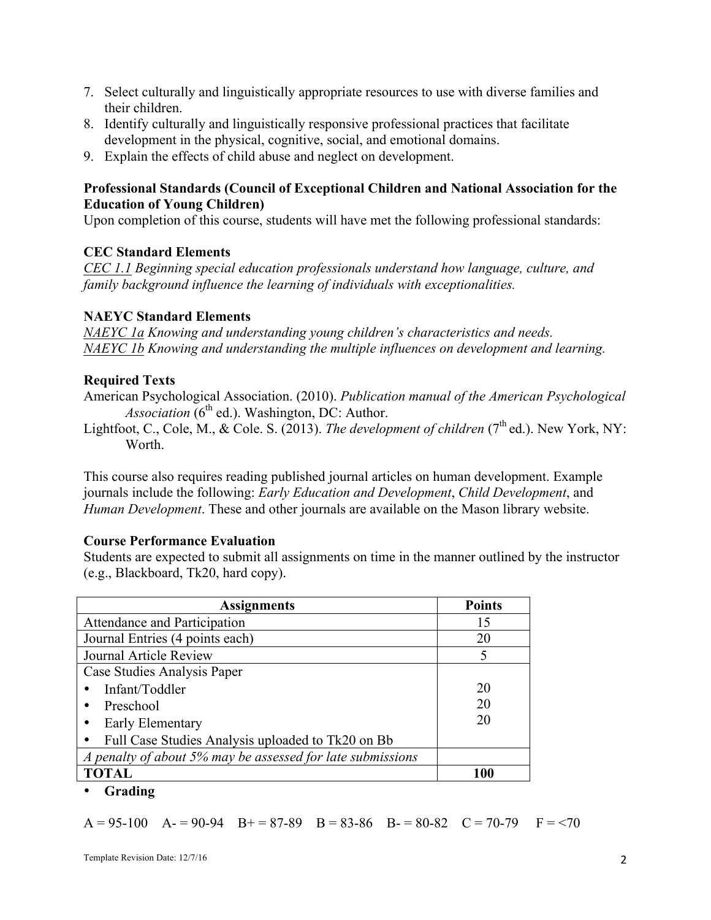7. Select culturally and linguistically appropriate resources to use with diverse families and their children.
8. Identify culturally and linguistically responsive professional practices that facilitate development in the physical, cognitive, social, and emotional domains.
9. Explain the effects of child abuse and neglect on development.

**Professional Standards (Council of Exceptional Children and National Association for the Education of Young Children)**
Upon completion of this course, students will have met the following professional standards:

**CEC Standard Elements**
*CEC 1.1 Beginning special education professionals understand how language, culture, and family background influence the learning of individuals with exceptionalities.*

**NAEYC Standard Elements**
*NAEYC 1a Knowing and understanding young children's characteristics and needs.*
*NAEYC 1b Knowing and understanding the multiple influences on development and learning.*

**Required Texts**
American Psychological Association. (2010). *Publication manual of the American Psychological Association* (6th ed.). Washington, DC: Author.
Lightfoot, C., Cole, M., & Cole. S. (2013). *The development of children* (7th ed.). New York, NY: Worth.

This course also requires reading published journal articles on human development. Example journals include the following: *Early Education and Development*, *Child Development*, and *Human Development*. These and other journals are available on the Mason library website.

**Course Performance Evaluation**
Students are expected to submit all assignments on time in the manner outlined by the instructor (e.g., Blackboard, Tk20, hard copy).

| Assignments | Points |
|---|---|
| Attendance and Participation | 15 |
| Journal Entries (4 points each) | 20 |
| Journal Article Review | 5 |
| Case Studies Analysis Paper<br>• Infant/Toddler<br>• Preschool<br>• Early Elementary<br>• Full Case Studies Analysis uploaded to Tk20 on Bb | <br>20<br>20<br>20 |
| *A penalty of about 5% may be assessed for late submissions* | |
| **TOTAL** | **100** |

- **Grading**

A = 95-100 A- = 90-94 B+ = 87-89 B = 83-86 B- = 80-82 C = 70-79 F = <70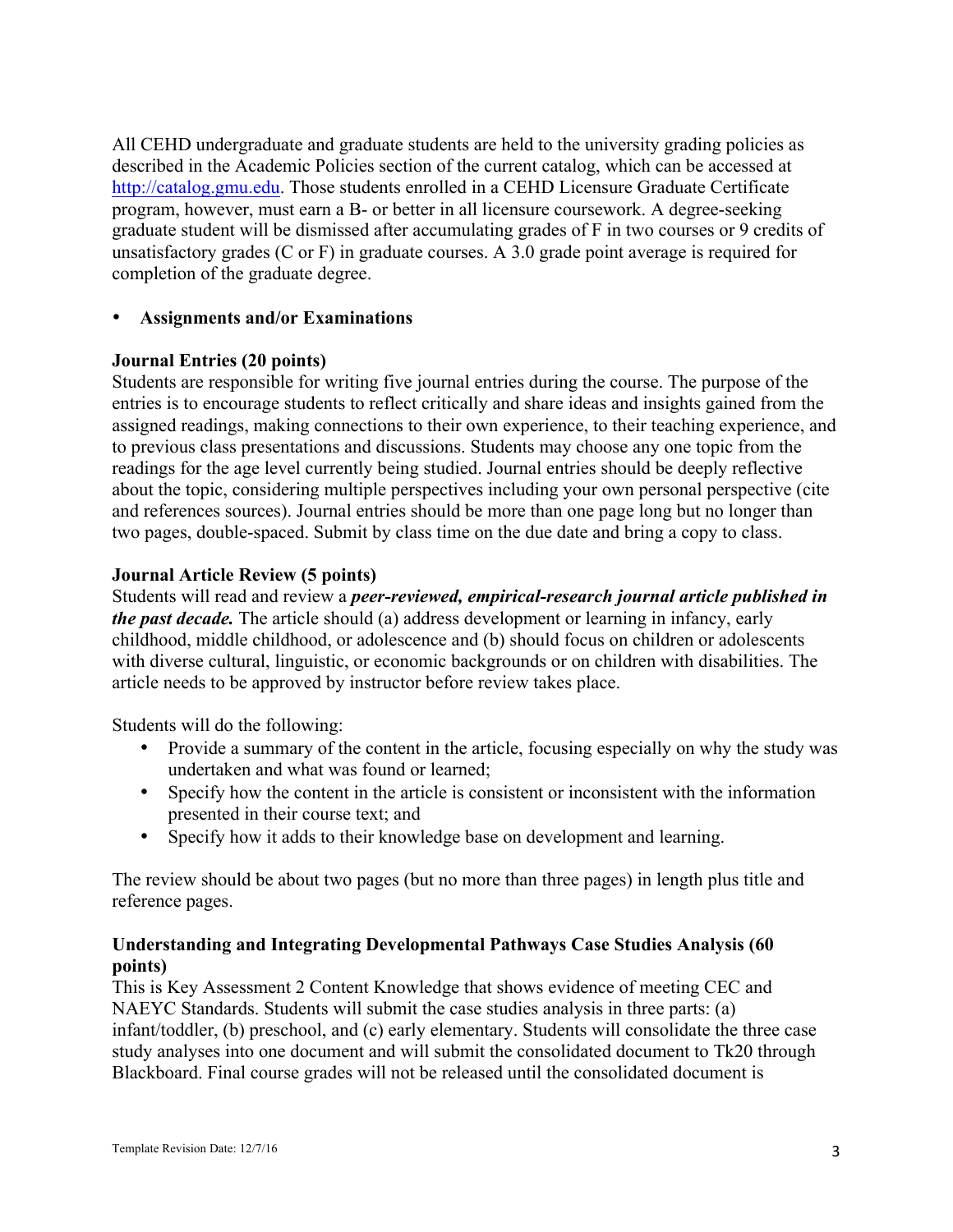All CEHD undergraduate and graduate students are held to the university grading policies as described in the Academic Policies section of the current catalog, which can be accessed at http://catalog.gmu.edu. Those students enrolled in a CEHD Licensure Graduate Certificate program, however, must earn a B- or better in all licensure coursework. A degree-seeking graduate student will be dismissed after accumulating grades of F in two courses or 9 credits of unsatisfactory grades (C or F) in graduate courses. A 3.0 grade point average is required for completion of the graduate degree.

- **Assignments and/or Examinations**

**Journal Entries (20 points)**
Students are responsible for writing five journal entries during the course. The purpose of the entries is to encourage students to reflect critically and share ideas and insights gained from the assigned readings, making connections to their own experience, to their teaching experience, and to previous class presentations and discussions. Students may choose any one topic from the readings for the age level currently being studied. Journal entries should be deeply reflective about the topic, considering multiple perspectives including your own personal perspective (cite and references sources). Journal entries should be more than one page long but no longer than two pages, double-spaced. Submit by class time on the due date and bring a copy to class.

**Journal Article Review (5 points)**
Students will read and review a ***peer-reviewed, empirical-research journal article published in the past decade.*** The article should (a) address development or learning in infancy, early childhood, middle childhood, or adolescence and (b) should focus on children or adolescents with diverse cultural, linguistic, or economic backgrounds or on children with disabilities. The article needs to be approved by instructor before review takes place.

Students will do the following:

- Provide a summary of the content in the article, focusing especially on why the study was undertaken and what was found or learned;
- Specify how the content in the article is consistent or inconsistent with the information presented in their course text; and
- Specify how it adds to their knowledge base on development and learning.

The review should be about two pages (but no more than three pages) in length plus title and reference pages.

**Understanding and Integrating Developmental Pathways Case Studies Analysis (60 points)**
This is Key Assessment 2 Content Knowledge that shows evidence of meeting CEC and NAEYC Standards. Students will submit the case studies analysis in three parts: (a) infant/toddler, (b) preschool, and (c) early elementary. Students will consolidate the three case study analyses into one document and will submit the consolidated document to Tk20 through Blackboard. Final course grades will not be released until the consolidated document is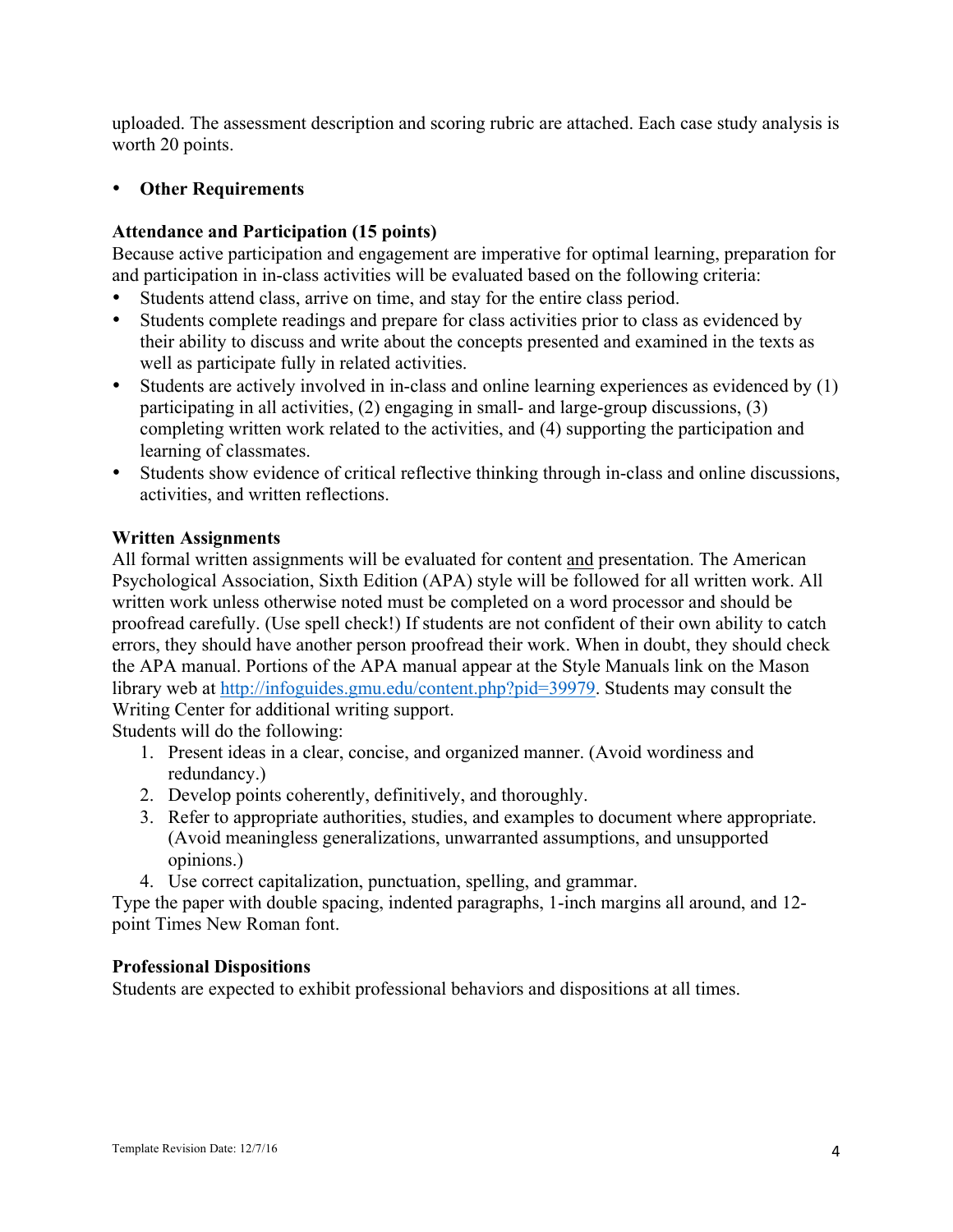uploaded. The assessment description and scoring rubric are attached. Each case study analysis is worth 20 points.

- **Other Requirements**

**Attendance and Participation (15 points)**
Because active participation and engagement are imperative for optimal learning, preparation for and participation in in-class activities will be evaluated based on the following criteria:

- Students attend class, arrive on time, and stay for the entire class period.
- Students complete readings and prepare for class activities prior to class as evidenced by their ability to discuss and write about the concepts presented and examined in the texts as well as participate fully in related activities.
- Students are actively involved in in-class and online learning experiences as evidenced by (1) participating in all activities, (2) engaging in small- and large-group discussions, (3) completing written work related to the activities, and (4) supporting the participation and learning of classmates.
- Students show evidence of critical reflective thinking through in-class and online discussions, activities, and written reflections.

**Written Assignments**
All formal written assignments will be evaluated for content and presentation. The American Psychological Association, Sixth Edition (APA) style will be followed for all written work. All written work unless otherwise noted must be completed on a word processor and should be proofread carefully. (Use spell check!) If students are not confident of their own ability to catch errors, they should have another person proofread their work. When in doubt, they should check the APA manual. Portions of the APA manual appear at the Style Manuals link on the Mason library web at http://infoguides.gmu.edu/content.php?pid=39979. Students may consult the Writing Center for additional writing support.
Students will do the following:

1. Present ideas in a clear, concise, and organized manner. (Avoid wordiness and redundancy.)
2. Develop points coherently, definitively, and thoroughly.
3. Refer to appropriate authorities, studies, and examples to document where appropriate. (Avoid meaningless generalizations, unwarranted assumptions, and unsupported opinions.)
4. Use correct capitalization, punctuation, spelling, and grammar.

Type the paper with double spacing, indented paragraphs, 1-inch margins all around, and 12-point Times New Roman font.

**Professional Dispositions**
Students are expected to exhibit professional behaviors and dispositions at all times.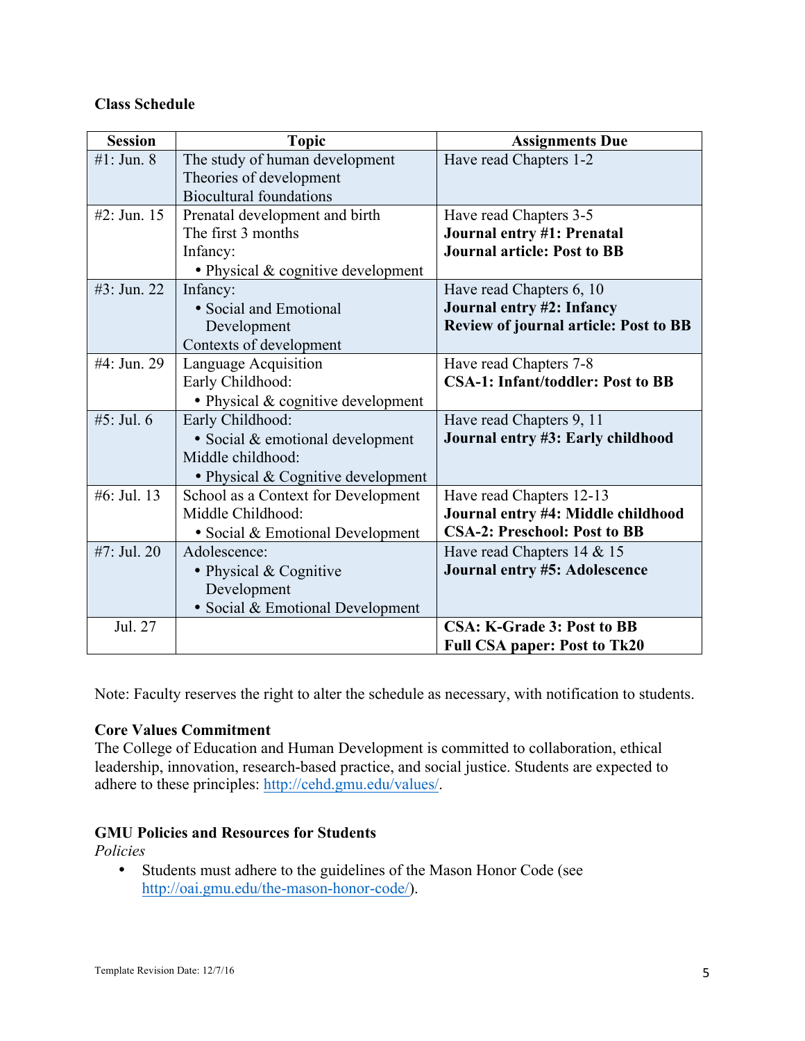**Class Schedule**

| Session | Topic | Assignments Due |
|---|---|---|
| #1: Jun. 8 | The study of human development<br>Theories of development<br>Biocultural foundations | Have read Chapters 1-2 |
| #2: Jun. 15 | Prenatal development and birth<br>The first 3 months<br>Infancy:<br>• Physical & cognitive development | Have read Chapters 3-5<br>**Journal entry #1: Prenatal**<br>**Journal article: Post to BB** |
| #3: Jun. 22 | Infancy:<br>• Social and Emotional Development<br>Contexts of development | Have read Chapters 6, 10<br>**Journal entry #2: Infancy**<br>**Review of journal article: Post to BB** |
| #4: Jun. 29 | Language Acquisition<br>Early Childhood:<br>• Physical & cognitive development | Have read Chapters 7-8<br>**CSA-1: Infant/toddler: Post to BB** |
| #5: Jul. 6 | Early Childhood:<br>• Social & emotional development<br>Middle childhood:<br>• Physical & Cognitive development | Have read Chapters 9, 11<br>**Journal entry #3: Early childhood** |
| #6: Jul. 13 | School as a Context for Development<br>Middle Childhood:<br>• Social & Emotional Development | Have read Chapters 12-13<br>**Journal entry #4: Middle childhood**<br>**CSA-2: Preschool: Post to BB** |
| #7: Jul. 20 | Adolescence:<br>• Physical & Cognitive Development<br>• Social & Emotional Development | Have read Chapters 14 & 15<br>**Journal entry #5: Adolescence** |
| Jul. 27 | | **CSA: K-Grade 3: Post to BB**<br>**Full CSA paper: Post to Tk20** |

Note: Faculty reserves the right to alter the schedule as necessary, with notification to students.

**Core Values Commitment**

The College of Education and Human Development is committed to collaboration, ethical leadership, innovation, research-based practice, and social justice. Students are expected to adhere to these principles: http://cehd.gmu.edu/values/.

**GMU Policies and Resources for Students**

*Policies*

- Students must adhere to the guidelines of the Mason Honor Code (see http://oai.gmu.edu/the-mason-honor-code/).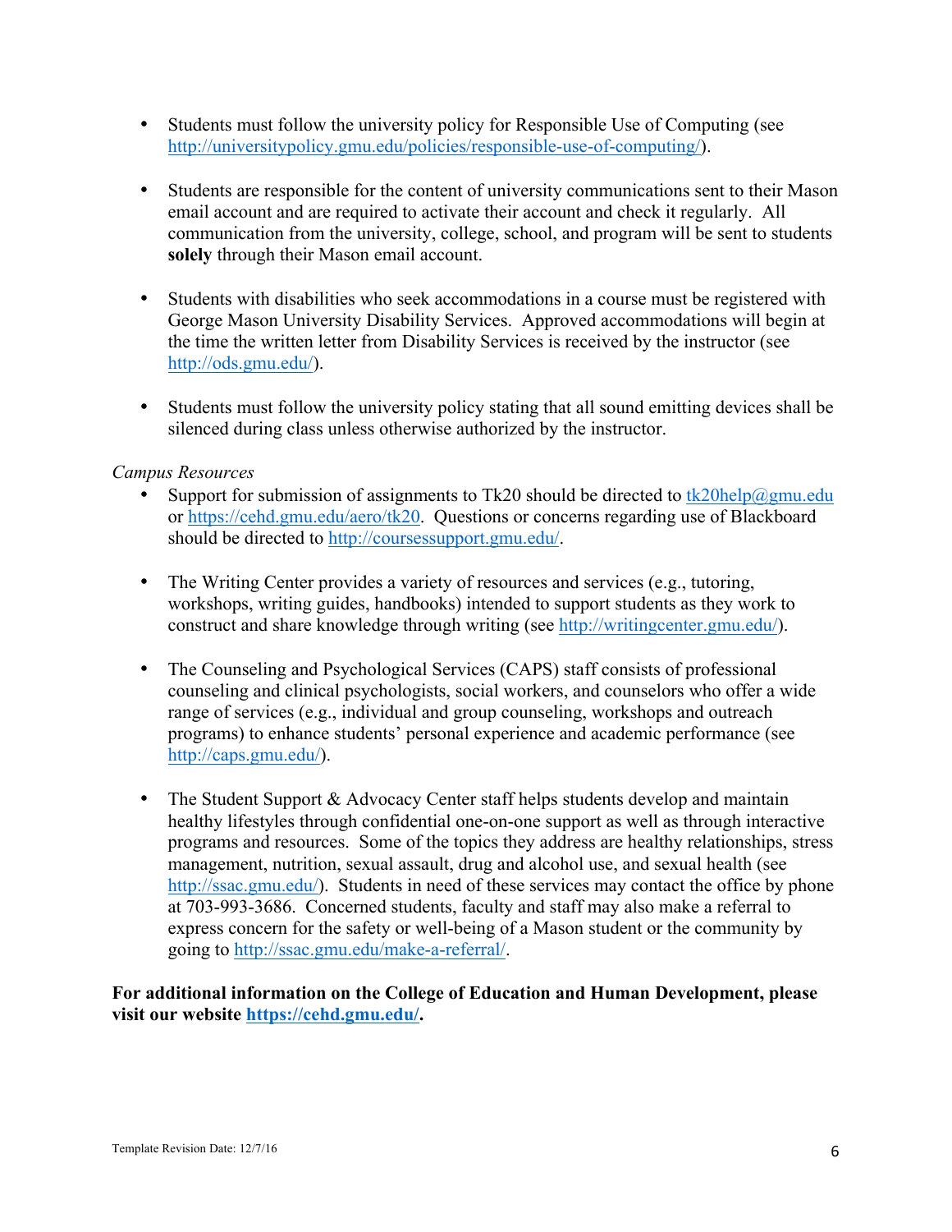- Students must follow the university policy for Responsible Use of Computing (see http://universitypolicy.gmu.edu/policies/responsible-use-of-computing/).

- Students are responsible for the content of university communications sent to their Mason email account and are required to activate their account and check it regularly. All communication from the university, college, school, and program will be sent to students **solely** through their Mason email account.

- Students with disabilities who seek accommodations in a course must be registered with George Mason University Disability Services. Approved accommodations will begin at the time the written letter from Disability Services is received by the instructor (see http://ods.gmu.edu/).

- Students must follow the university policy stating that all sound emitting devices shall be silenced during class unless otherwise authorized by the instructor.

*Campus Resources*

- Support for submission of assignments to Tk20 should be directed to tk20help@gmu.edu or https://cehd.gmu.edu/aero/tk20. Questions or concerns regarding use of Blackboard should be directed to http://coursessupport.gmu.edu/.

- The Writing Center provides a variety of resources and services (e.g., tutoring, workshops, writing guides, handbooks) intended to support students as they work to construct and share knowledge through writing (see http://writingcenter.gmu.edu/).

- The Counseling and Psychological Services (CAPS) staff consists of professional counseling and clinical psychologists, social workers, and counselors who offer a wide range of services (e.g., individual and group counseling, workshops and outreach programs) to enhance students' personal experience and academic performance (see http://caps.gmu.edu/).

- The Student Support & Advocacy Center staff helps students develop and maintain healthy lifestyles through confidential one-on-one support as well as through interactive programs and resources. Some of the topics they address are healthy relationships, stress management, nutrition, sexual assault, drug and alcohol use, and sexual health (see http://ssac.gmu.edu/). Students in need of these services may contact the office by phone at 703-993-3686. Concerned students, faculty and staff may also make a referral to express concern for the safety or well-being of a Mason student or the community by going to http://ssac.gmu.edu/make-a-referral/.

**For additional information on the College of Education and Human Development, please visit our website https://cehd.gmu.edu/.**

Template Revision Date: 12/7/16